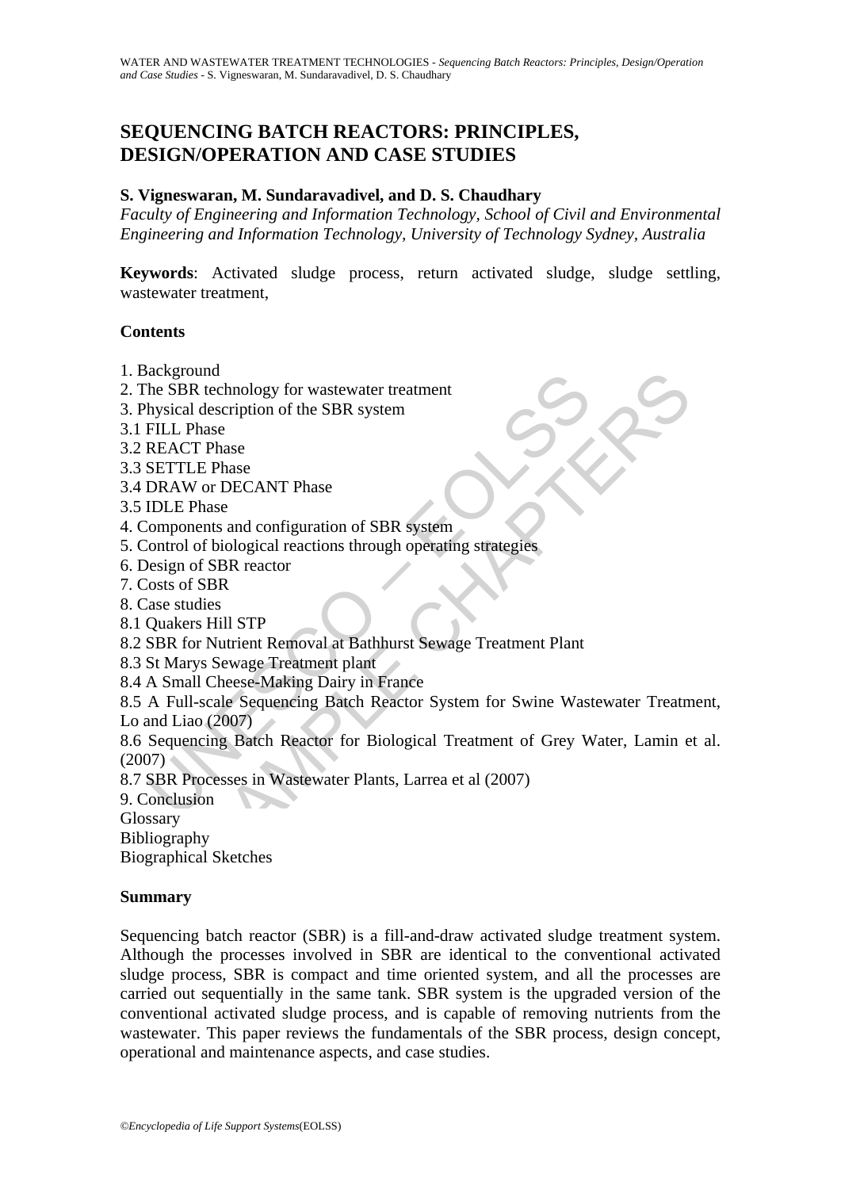# SEQUENCING BATCH REACTORS: PRINCIPLES, DESIGN/OPERATION AND CASE STUDIES

**S. Vigneswaran, M. Sundaravadivel, and D. S. Chaudhary**

*Faculty of Engineering and Information Technology, School of Civil and Environmental Engineering and Information Technology, University of Technology Sydney, Australia*

**Keywords**: Activated sludge process, return activated sludge, sludge settling, wastewater treatment,

## Contents

1. Background
2. The SBR technology for wastewater treatment
3. Physical description of the SBR system
3.1 FILL Phase
3.2 REACT Phase
3.3 SETTLE Phase
3.4 DRAW or DECANT Phase
3.5 IDLE Phase
4. Components and configuration of SBR system
5. Control of biological reactions through operating strategies
6. Design of SBR reactor
7. Costs of SBR
8. Case studies
8.1 Quakers Hill STP
8.2 SBR for Nutrient Removal at Bathhurst Sewage Treatment Plant
8.3 St Marys Sewage Treatment plant
8.4 A Small Cheese-Making Dairy in France
8.5 A Full-scale Sequencing Batch Reactor System for Swine Wastewater Treatment, Lo and Liao (2007)
8.6 Sequencing Batch Reactor for Biological Treatment of Grey Water, Lamin et al. (2007)
8.7 SBR Processes in Wastewater Plants, Larrea et al (2007)
9. Conclusion

Glossary

Bibliography

Biographical Sketches

## Summary

Sequencing batch reactor (SBR) is a fill-and-draw activated sludge treatment system. Although the processes involved in SBR are identical to the conventional activated sludge process, SBR is compact and time oriented system, and all the processes are carried out sequentially in the same tank. SBR system is the upgraded version of the conventional activated sludge process, and is capable of removing nutrients from the wastewater. This paper reviews the fundamentals of the SBR process, design concept, operational and maintenance aspects, and case studies.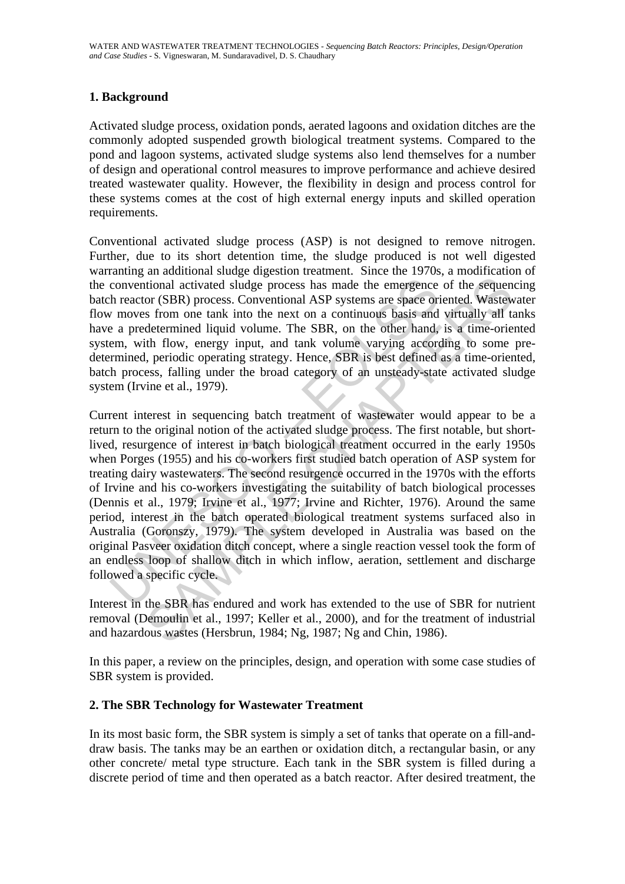## 1. Background

Activated sludge process, oxidation ponds, aerated lagoons and oxidation ditches are the commonly adopted suspended growth biological treatment systems. Compared to the pond and lagoon systems, activated sludge systems also lend themselves for a number of design and operational control measures to improve performance and achieve desired treated wastewater quality. However, the flexibility in design and process control for these systems comes at the cost of high external energy inputs and skilled operation requirements.

Conventional activated sludge process (ASP) is not designed to remove nitrogen. Further, due to its short detention time, the sludge produced is not well digested warranting an additional sludge digestion treatment. Since the 1970s, a modification of the conventional activated sludge process has made the emergence of the sequencing batch reactor (SBR) process. Conventional ASP systems are space oriented. Wastewater flow moves from one tank into the next on a continuous basis and virtually all tanks have a predetermined liquid volume. The SBR, on the other hand, is a time-oriented system, with flow, energy input, and tank volume varying according to some pre-determined, periodic operating strategy. Hence, SBR is best defined as a time-oriented, batch process, falling under the broad category of an unsteady-state activated sludge system (Irvine et al., 1979).

Current interest in sequencing batch treatment of wastewater would appear to be a return to the original notion of the activated sludge process. The first notable, but short-lived, resurgence of interest in batch biological treatment occurred in the early 1950s when Porges (1955) and his co-workers first studied batch operation of ASP system for treating dairy wastewaters. The second resurgence occurred in the 1970s with the efforts of Irvine and his co-workers investigating the suitability of batch biological processes (Dennis et al., 1979; Irvine et al., 1977; Irvine and Richter, 1976). Around the same period, interest in the batch operated biological treatment systems surfaced also in Australia (Goronszy, 1979). The system developed in Australia was based on the original Pasveer oxidation ditch concept, where a single reaction vessel took the form of an endless loop of shallow ditch in which inflow, aeration, settlement and discharge followed a specific cycle.

Interest in the SBR has endured and work has extended to the use of SBR for nutrient removal (Demoulin et al., 1997; Keller et al., 2000), and for the treatment of industrial and hazardous wastes (Hersbrun, 1984; Ng, 1987; Ng and Chin, 1986).

In this paper, a review on the principles, design, and operation with some case studies of SBR system is provided.

## 2. The SBR Technology for Wastewater Treatment

In its most basic form, the SBR system is simply a set of tanks that operate on a fill-and-draw basis. The tanks may be an earthen or oxidation ditch, a rectangular basin, or any other concrete/ metal type structure. Each tank in the SBR system is filled during a discrete period of time and then operated as a batch reactor. After desired treatment, the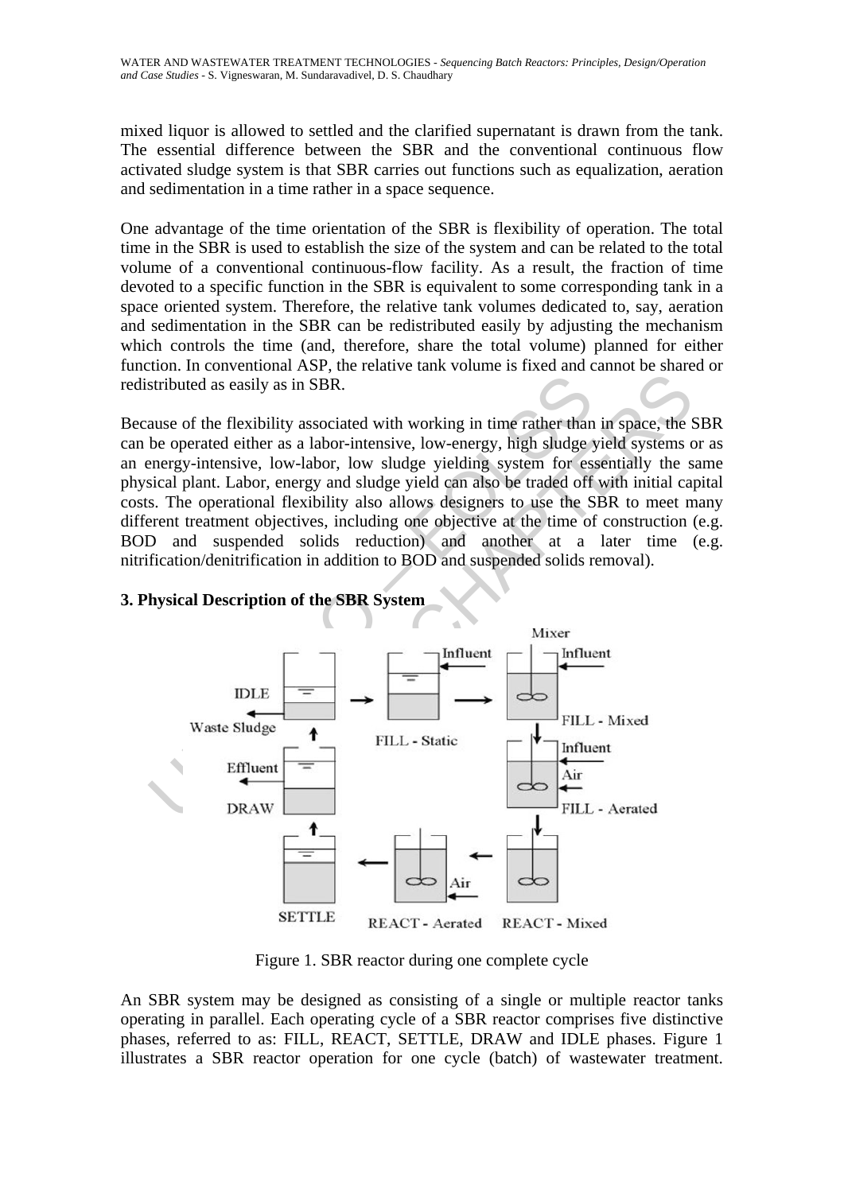mixed liquor is allowed to settled and the clarified supernatant is drawn from the tank. The essential difference between the SBR and the conventional continuous flow activated sludge system is that SBR carries out functions such as equalization, aeration and sedimentation in a time rather in a space sequence.

One advantage of the time orientation of the SBR is flexibility of operation. The total time in the SBR is used to establish the size of the system and can be related to the total volume of a conventional continuous-flow facility. As a result, the fraction of time devoted to a specific function in the SBR is equivalent to some corresponding tank in a space oriented system. Therefore, the relative tank volumes dedicated to, say, aeration and sedimentation in the SBR can be redistributed easily by adjusting the mechanism which controls the time (and, therefore, share the total volume) planned for either function. In conventional ASP, the relative tank volume is fixed and cannot be shared or redistributed as easily as in SBR.

Because of the flexibility associated with working in time rather than in space, the SBR can be operated either as a labor-intensive, low-energy, high sludge yield systems or as an energy-intensive, low-labor, low sludge yielding system for essentially the same physical plant. Labor, energy and sludge yield can also be traded off with initial capital costs. The operational flexibility also allows designers to use the SBR to meet many different treatment objectives, including one objective at the time of construction (e.g. BOD and suspended solids reduction) and another at a later time (e.g. nitrification/denitrification in addition to BOD and suspended solids removal).

### 3. Physical Description of the SBR System

Figure 1. SBR reactor during one complete cycle

An SBR system may be designed as consisting of a single or multiple reactor tanks operating in parallel. Each operating cycle of a SBR reactor comprises five distinctive phases, referred to as: FILL, REACT, SETTLE, DRAW and IDLE phases. Figure 1 illustrates a SBR reactor operation for one cycle (batch) of wastewater treatment.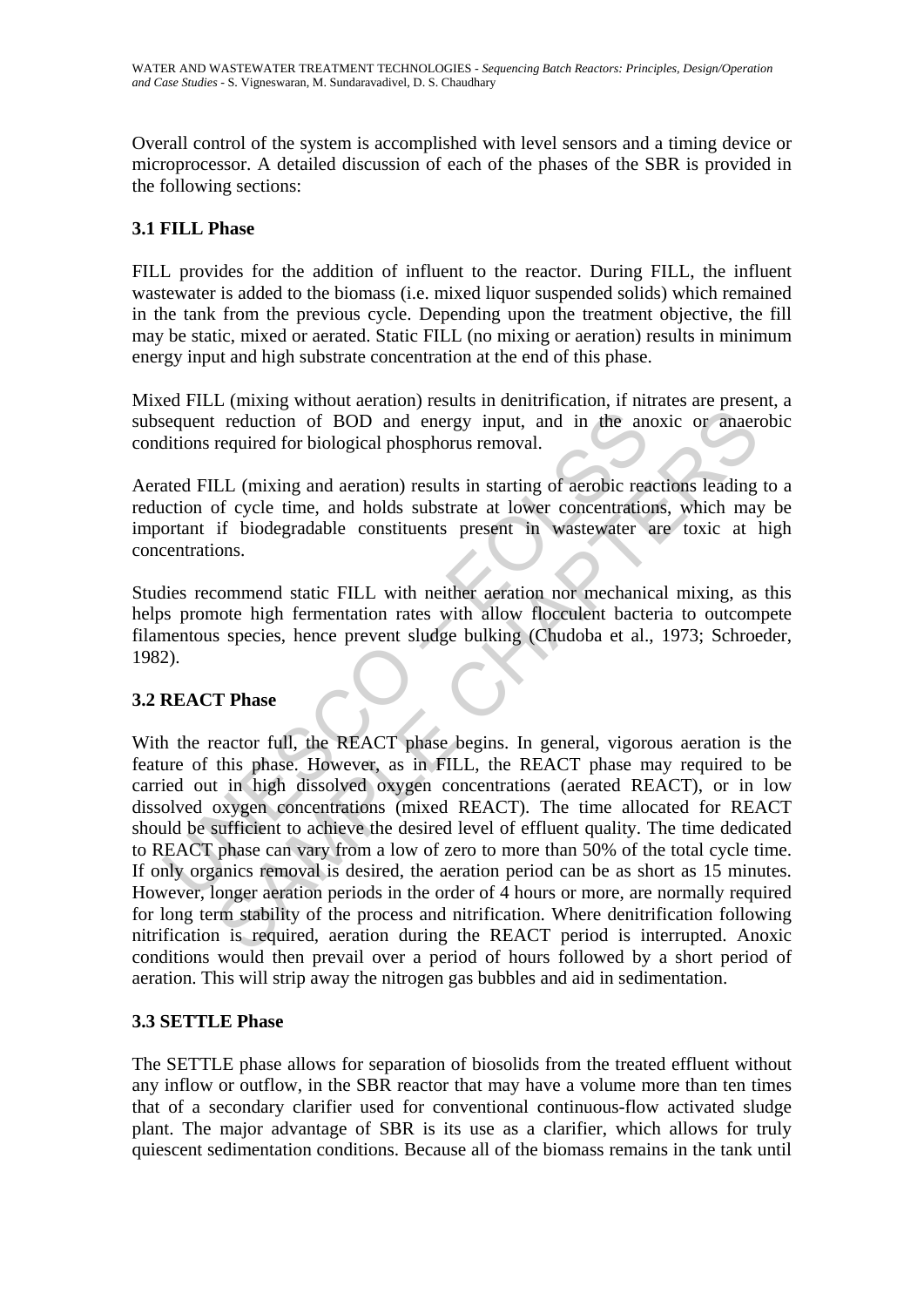Overall control of the system is accomplished with level sensors and a timing device or microprocessor. A detailed discussion of each of the phases of the SBR is provided in the following sections:

### 3.1 FILL Phase

FILL provides for the addition of influent to the reactor. During FILL, the influent wastewater is added to the biomass (i.e. mixed liquor suspended solids) which remained in the tank from the previous cycle. Depending upon the treatment objective, the fill may be static, mixed or aerated. Static FILL (no mixing or aeration) results in minimum energy input and high substrate concentration at the end of this phase.

Mixed FILL (mixing without aeration) results in denitrification, if nitrates are present, a subsequent reduction of BOD and energy input, and in the anoxic or anaerobic conditions required for biological phosphorus removal.

Aerated FILL (mixing and aeration) results in starting of aerobic reactions leading to a reduction of cycle time, and holds substrate at lower concentrations, which may be important if biodegradable constituents present in wastewater are toxic at high concentrations.

Studies recommend static FILL with neither aeration nor mechanical mixing, as this helps promote high fermentation rates with allow flocculent bacteria to outcompete filamentous species, hence prevent sludge bulking (Chudoba et al., 1973; Schroeder, 1982).

### 3.2 REACT Phase

With the reactor full, the REACT phase begins. In general, vigorous aeration is the feature of this phase. However, as in FILL, the REACT phase may required to be carried out in high dissolved oxygen concentrations (aerated REACT), or in low dissolved oxygen concentrations (mixed REACT). The time allocated for REACT should be sufficient to achieve the desired level of effluent quality. The time dedicated to REACT phase can vary from a low of zero to more than 50% of the total cycle time. If only organics removal is desired, the aeration period can be as short as 15 minutes. However, longer aeration periods in the order of 4 hours or more, are normally required for long term stability of the process and nitrification. Where denitrification following nitrification is required, aeration during the REACT period is interrupted. Anoxic conditions would then prevail over a period of hours followed by a short period of aeration. This will strip away the nitrogen gas bubbles and aid in sedimentation.

### 3.3 SETTLE Phase

The SETTLE phase allows for separation of biosolids from the treated effluent without any inflow or outflow, in the SBR reactor that may have a volume more than ten times that of a secondary clarifier used for conventional continuous-flow activated sludge plant. The major advantage of SBR is its use as a clarifier, which allows for truly quiescent sedimentation conditions. Because all of the biomass remains in the tank until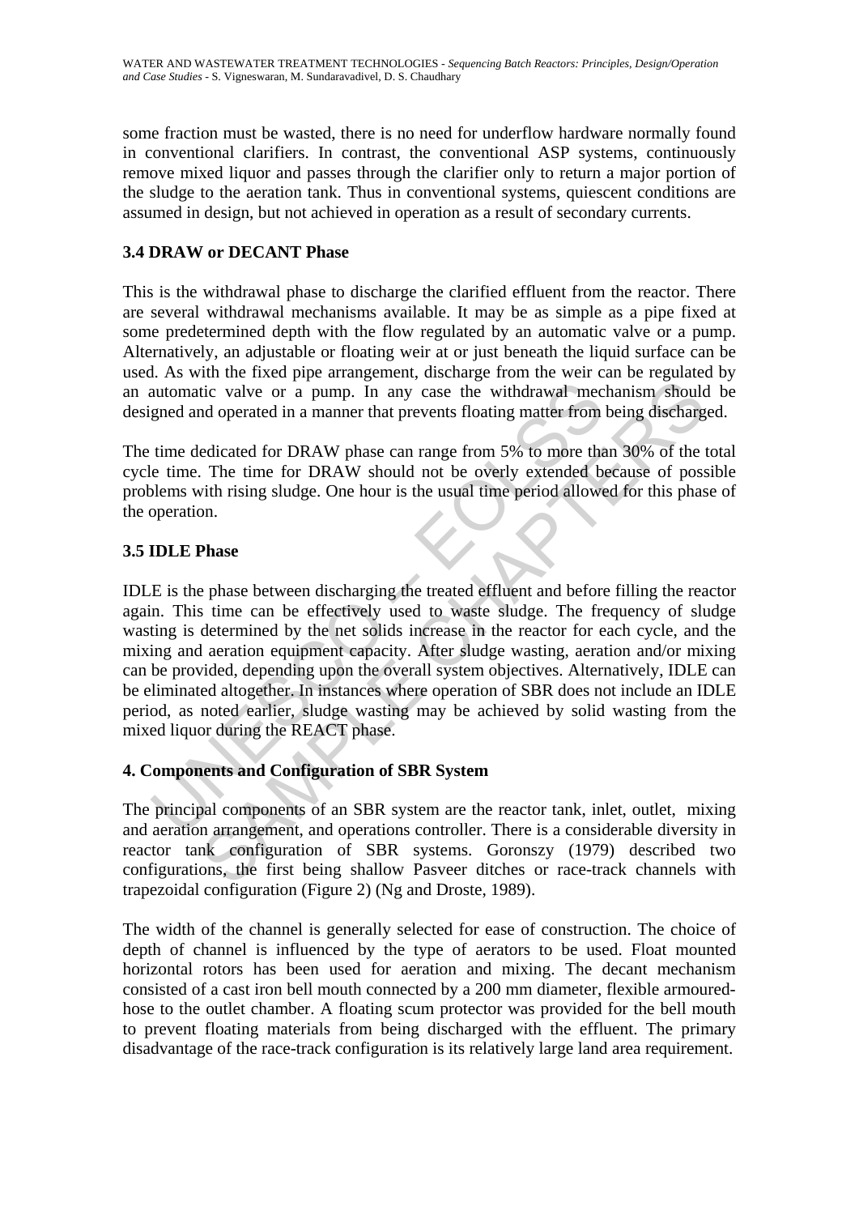some fraction must be wasted, there is no need for underflow hardware normally found in conventional clarifiers. In contrast, the conventional ASP systems, continuously remove mixed liquor and passes through the clarifier only to return a major portion of the sludge to the aeration tank. Thus in conventional systems, quiescent conditions are assumed in design, but not achieved in operation as a result of secondary currents.

### 3.4 DRAW or DECANT Phase

This is the withdrawal phase to discharge the clarified effluent from the reactor. There are several withdrawal mechanisms available. It may be as simple as a pipe fixed at some predetermined depth with the flow regulated by an automatic valve or a pump. Alternatively, an adjustable or floating weir at or just beneath the liquid surface can be used. As with the fixed pipe arrangement, discharge from the weir can be regulated by an automatic valve or a pump. In any case the withdrawal mechanism should be designed and operated in a manner that prevents floating matter from being discharged.

The time dedicated for DRAW phase can range from 5% to more than 30% of the total cycle time. The time for DRAW should not be overly extended because of possible problems with rising sludge. One hour is the usual time period allowed for this phase of the operation.

### 3.5 IDLE Phase

IDLE is the phase between discharging the treated effluent and before filling the reactor again. This time can be effectively used to waste sludge. The frequency of sludge wasting is determined by the net solids increase in the reactor for each cycle, and the mixing and aeration equipment capacity. After sludge wasting, aeration and/or mixing can be provided, depending upon the overall system objectives. Alternatively, IDLE can be eliminated altogether. In instances where operation of SBR does not include an IDLE period, as noted earlier, sludge wasting may be achieved by solid wasting from the mixed liquor during the REACT phase.

## 4. Components and Configuration of SBR System

The principal components of an SBR system are the reactor tank, inlet, outlet, mixing and aeration arrangement, and operations controller. There is a considerable diversity in reactor tank configuration of SBR systems. Goronszy (1979) described two configurations, the first being shallow Pasveer ditches or race-track channels with trapezoidal configuration (Figure 2) (Ng and Droste, 1989).

The width of the channel is generally selected for ease of construction. The choice of depth of channel is influenced by the type of aerators to be used. Float mounted horizontal rotors has been used for aeration and mixing. The decant mechanism consisted of a cast iron bell mouth connected by a 200 mm diameter, flexible armoured-hose to the outlet chamber. A floating scum protector was provided for the bell mouth to prevent floating materials from being discharged with the effluent. The primary disadvantage of the race-track configuration is its relatively large land area requirement.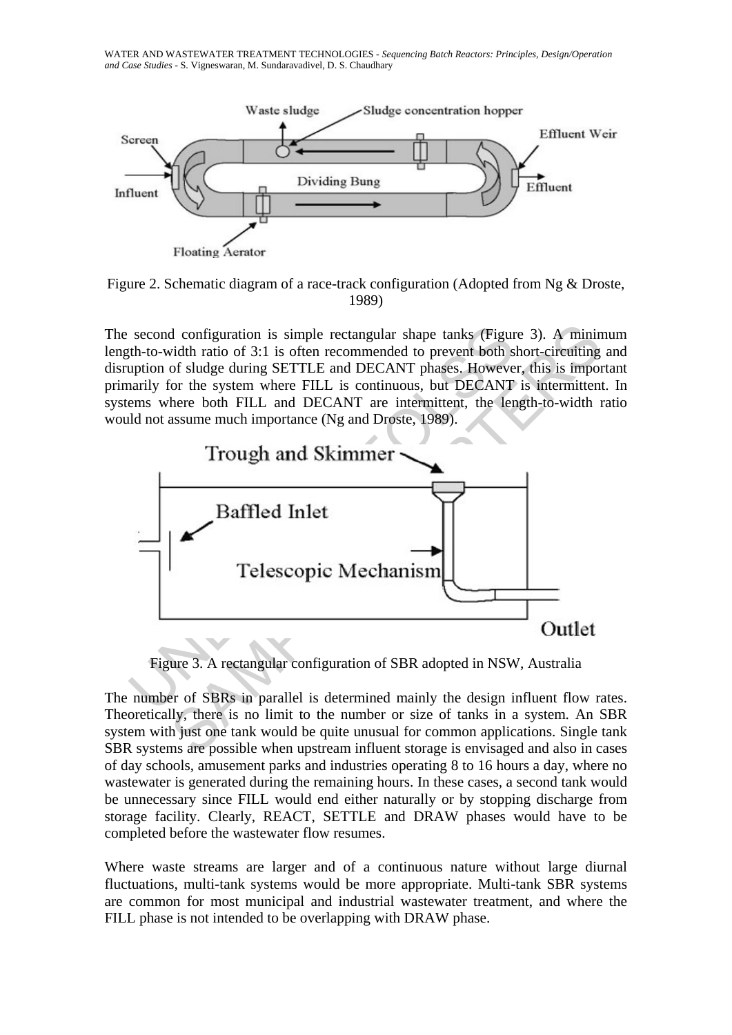Figure 2. Schematic diagram of a race-track configuration (Adopted from Ng & Droste, 1989)

The second configuration is simple rectangular shape tanks (Figure 3). A minimum length-to-width ratio of 3:1 is often recommended to prevent both short-circuiting and disruption of sludge during SETTLE and DECANT phases. However, this is important primarily for the system where FILL is continuous, but DECANT is intermittent. In systems where both FILL and DECANT are intermittent, the length-to-width ratio would not assume much importance (Ng and Droste, 1989).

Figure 3. A rectangular configuration of SBR adopted in NSW, Australia

The number of SBRs in parallel is determined mainly the design influent flow rates. Theoretically, there is no limit to the number or size of tanks in a system. An SBR system with just one tank would be quite unusual for common applications. Single tank SBR systems are possible when upstream influent storage is envisaged and also in cases of day schools, amusement parks and industries operating 8 to 16 hours a day, where no wastewater is generated during the remaining hours. In these cases, a second tank would be unnecessary since FILL would end either naturally or by stopping discharge from storage facility. Clearly, REACT, SETTLE and DRAW phases would have to be completed before the wastewater flow resumes.

Where waste streams are larger and of a continuous nature without large diurnal fluctuations, multi-tank systems would be more appropriate. Multi-tank SBR systems are common for most municipal and industrial wastewater treatment, and where the FILL phase is not intended to be overlapping with DRAW phase.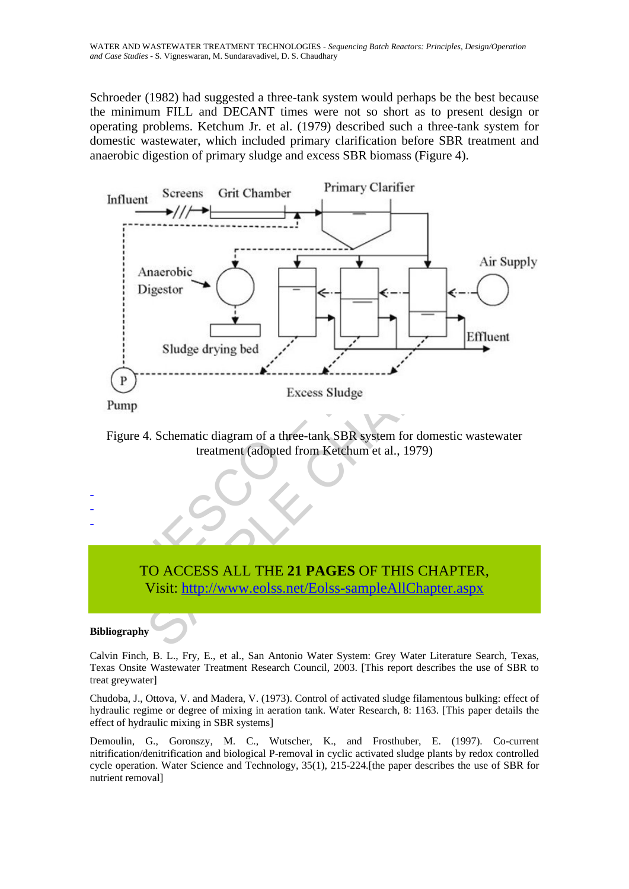Schroeder (1982) had suggested a three-tank system would perhaps be the best because the minimum FILL and DECANT times were not so short as to present design or operating problems. Ketchum Jr. et al. (1979) described such a three-tank system for domestic wastewater, which included primary clarification before SBR treatment and anaerobic digestion of primary sludge and excess SBR biomass (Figure 4).

Figure 4. Schematic diagram of a three-tank SBR system for domestic wastewater treatment (adopted from Ketchum et al., 1979)

-
-
-

TO ACCESS ALL THE **21 PAGES** OF THIS CHAPTER,
Visit: http://www.eolss.net/Eolss-sampleAllChapter.aspx

**Bibliography**

Calvin Finch, B. L., Fry, E., et al., San Antonio Water System: Grey Water Literature Search, Texas, Texas Onsite Wastewater Treatment Research Council, 2003. [This report describes the use of SBR to treat greywater]

Chudoba, J., Ottova, V. and Madera, V. (1973). Control of activated sludge filamentous bulking: effect of hydraulic regime or degree of mixing in aeration tank. Water Research, 8: 1163. [This paper details the effect of hydraulic mixing in SBR systems]

Demoulin, G., Goronszy, M. C., Wutscher, K., and Frosthuber, E. (1997). Co-current nitrification/denitrification and biological P-removal in cyclic activated sludge plants by redox controlled cycle operation. Water Science and Technology, 35(1), 215-224.[the paper describes the use of SBR for nutrient removal]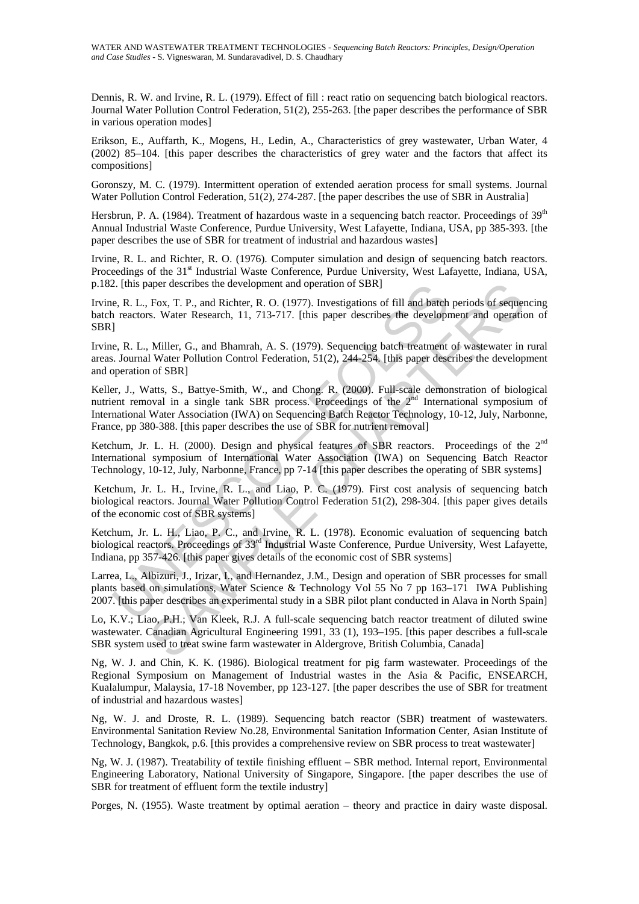Dennis, R. W. and Irvine, R. L. (1979). Effect of fill : react ratio on sequencing batch biological reactors. Journal Water Pollution Control Federation, 51(2), 255-263. [the paper describes the performance of SBR in various operation modes]

Erikson, E., Auffarth, K., Mogens, H., Ledin, A., Characteristics of grey wastewater, Urban Water, 4 (2002) 85–104. [this paper describes the characteristics of grey water and the factors that affect its compositions]

Goronszy, M. C. (1979). Intermittent operation of extended aeration process for small systems. Journal Water Pollution Control Federation, 51(2), 274-287. [the paper describes the use of SBR in Australia]

Hersbrun, P. A. (1984). Treatment of hazardous waste in a sequencing batch reactor. Proceedings of 39th Annual Industrial Waste Conference, Purdue University, West Lafayette, Indiana, USA, pp 385-393. [the paper describes the use of SBR for treatment of industrial and hazardous wastes]

Irvine, R. L. and Richter, R. O. (1976). Computer simulation and design of sequencing batch reactors. Proceedings of the 31st Industrial Waste Conference, Purdue University, West Lafayette, Indiana, USA, p.182. [this paper describes the development and operation of SBR]

Irvine, R. L., Fox, T. P., and Richter, R. O. (1977). Investigations of fill and batch periods of sequencing batch reactors. Water Research, 11, 713-717. [this paper describes the development and operation of SBR]

Irvine, R. L., Miller, G., and Bhamrah, A. S. (1979). Sequencing batch treatment of wastewater in rural areas. Journal Water Pollution Control Federation, 51(2), 244-254. [this paper describes the development and operation of SBR]

Keller, J., Watts, S., Battye-Smith, W., and Chong. R. (2000). Full-scale demonstration of biological nutrient removal in a single tank SBR process. Proceedings of the 2nd International symposium of International Water Association (IWA) on Sequencing Batch Reactor Technology, 10-12, July, Narbonne, France, pp 380-388. [this paper describes the use of SBR for nutrient removal]

Ketchum, Jr. L. H. (2000). Design and physical features of SBR reactors. Proceedings of the 2nd International symposium of International Water Association (IWA) on Sequencing Batch Reactor Technology, 10-12, July, Narbonne, France, pp 7-14 [this paper describes the operating of SBR systems]

Ketchum, Jr. L. H., Irvine, R. L., and Liao, P. C. (1979). First cost analysis of sequencing batch biological reactors. Journal Water Pollution Control Federation 51(2), 298-304. [this paper gives details of the economic cost of SBR systems]

Ketchum, Jr. L. H., Liao, P. C., and Irvine, R. L. (1978). Economic evaluation of sequencing batch biological reactors. Proceedings of 33rd Industrial Waste Conference, Purdue University, West Lafayette, Indiana, pp 357-426. [this paper gives details of the economic cost of SBR systems]

Larrea, L., Albizuri, J., Irizar, I., and Hernandez, J.M., Design and operation of SBR processes for small plants based on simulations, Water Science & Technology Vol 55 No 7 pp 163–171 IWA Publishing 2007. [this paper describes an experimental study in a SBR pilot plant conducted in Alava in North Spain]

Lo, K.V.; Liao, P.H.; Van Kleek, R.J. A full-scale sequencing batch reactor treatment of diluted swine wastewater. Canadian Agricultural Engineering 1991, 33 (1), 193–195. [this paper describes a full-scale SBR system used to treat swine farm wastewater in Aldergrove, British Columbia, Canada]

Ng, W. J. and Chin, K. K. (1986). Biological treatment for pig farm wastewater. Proceedings of the Regional Symposium on Management of Industrial wastes in the Asia & Pacific, ENSEARCH, Kualalumpur, Malaysia, 17-18 November, pp 123-127. [the paper describes the use of SBR for treatment of industrial and hazardous wastes]

Ng, W. J. and Droste, R. L. (1989). Sequencing batch reactor (SBR) treatment of wastewaters. Environmental Sanitation Review No.28, Environmental Sanitation Information Center, Asian Institute of Technology, Bangkok, p.6. [this provides a comprehensive review on SBR process to treat wastewater]

Ng, W. J. (1987). Treatability of textile finishing effluent – SBR method. Internal report, Environmental Engineering Laboratory, National University of Singapore, Singapore. [the paper describes the use of SBR for treatment of effluent form the textile industry]

Porges, N. (1955). Waste treatment by optimal aeration – theory and practice in dairy waste disposal.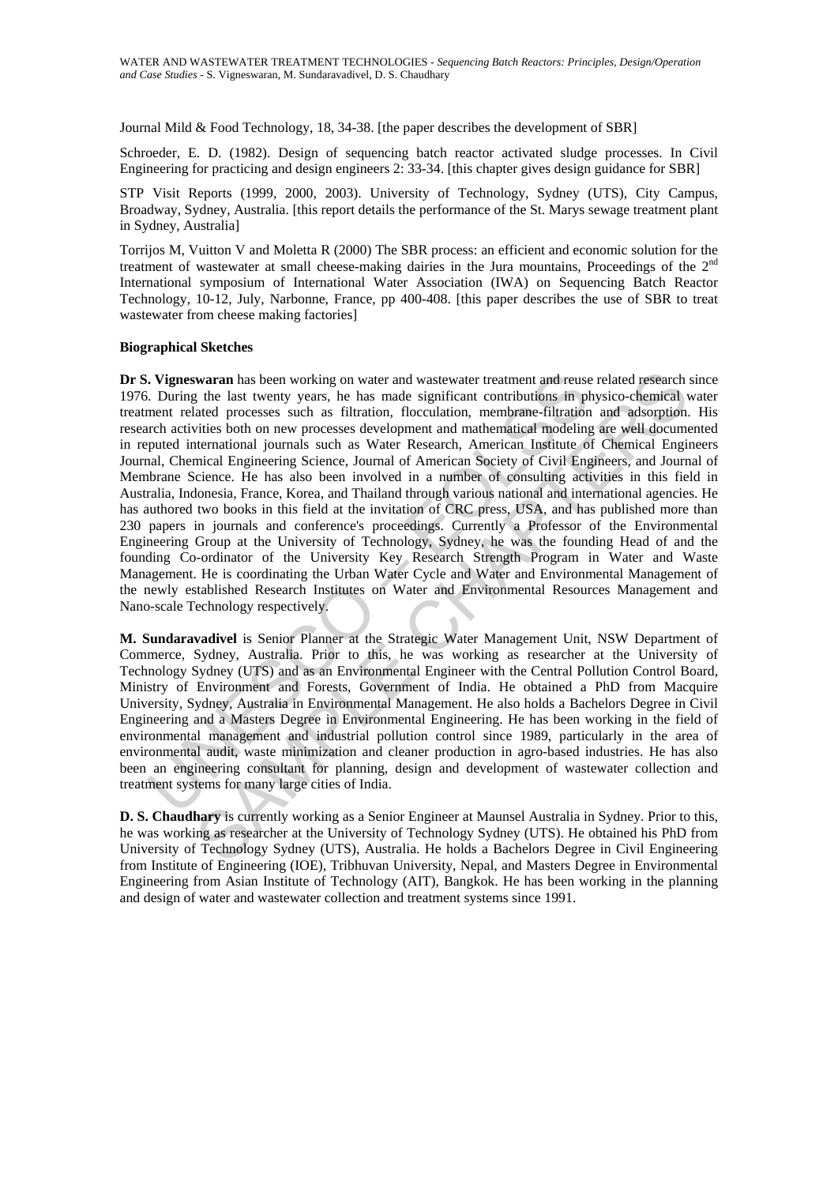Journal Mild & Food Technology, 18, 34-38. [the paper describes the development of SBR]

Schroeder, E. D. (1982). Design of sequencing batch reactor activated sludge processes. In Civil Engineering for practicing and design engineers 2: 33-34. [this chapter gives design guidance for SBR]

STP Visit Reports (1999, 2000, 2003). University of Technology, Sydney (UTS), City Campus, Broadway, Sydney, Australia. [this report details the performance of the St. Marys sewage treatment plant in Sydney, Australia]

Torrijos M, Vuitton V and Moletta R (2000) The SBR process: an efficient and economic solution for the treatment of wastewater at small cheese-making dairies in the Jura mountains, Proceedings of the 2nd International symposium of International Water Association (IWA) on Sequencing Batch Reactor Technology, 10-12, July, Narbonne, France, pp 400-408. [this paper describes the use of SBR to treat wastewater from cheese making factories]

**Biographical Sketches**

**Dr S. Vigneswaran** has been working on water and wastewater treatment and reuse related research since 1976. During the last twenty years, he has made significant contributions in physico-chemical water treatment related processes such as filtration, flocculation, membrane-filtration and adsorption. His research activities both on new processes development and mathematical modeling are well documented in reputed international journals such as Water Research, American Institute of Chemical Engineers Journal, Chemical Engineering Science, Journal of American Society of Civil Engineers, and Journal of Membrane Science. He has also been involved in a number of consulting activities in this field in Australia, Indonesia, France, Korea, and Thailand through various national and international agencies. He has authored two books in this field at the invitation of CRC press, USA, and has published more than 230 papers in journals and conference's proceedings. Currently a Professor of the Environmental Engineering Group at the University of Technology, Sydney, he was the founding Head of and the founding Co-ordinator of the University Key Research Strength Program in Water and Waste Management. He is coordinating the Urban Water Cycle and Water and Environmental Management of the newly established Research Institutes on Water and Environmental Resources Management and Nano-scale Technology respectively.

**M. Sundaravadivel** is Senior Planner at the Strategic Water Management Unit, NSW Department of Commerce, Sydney, Australia. Prior to this, he was working as researcher at the University of Technology Sydney (UTS) and as an Environmental Engineer with the Central Pollution Control Board, Ministry of Environment and Forests, Government of India. He obtained a PhD from Macquire University, Sydney, Australia in Environmental Management. He also holds a Bachelors Degree in Civil Engineering and a Masters Degree in Environmental Engineering. He has been working in the field of environmental management and industrial pollution control since 1989, particularly in the area of environmental audit, waste minimization and cleaner production in agro-based industries. He has also been an engineering consultant for planning, design and development of wastewater collection and treatment systems for many large cities of India.

**D. S. Chaudhary** is currently working as a Senior Engineer at Maunsel Australia in Sydney. Prior to this, he was working as researcher at the University of Technology Sydney (UTS). He obtained his PhD from University of Technology Sydney (UTS), Australia. He holds a Bachelors Degree in Civil Engineering from Institute of Engineering (IOE), Tribhuvan University, Nepal, and Masters Degree in Environmental Engineering from Asian Institute of Technology (AIT), Bangkok. He has been working in the planning and design of water and wastewater collection and treatment systems since 1991.